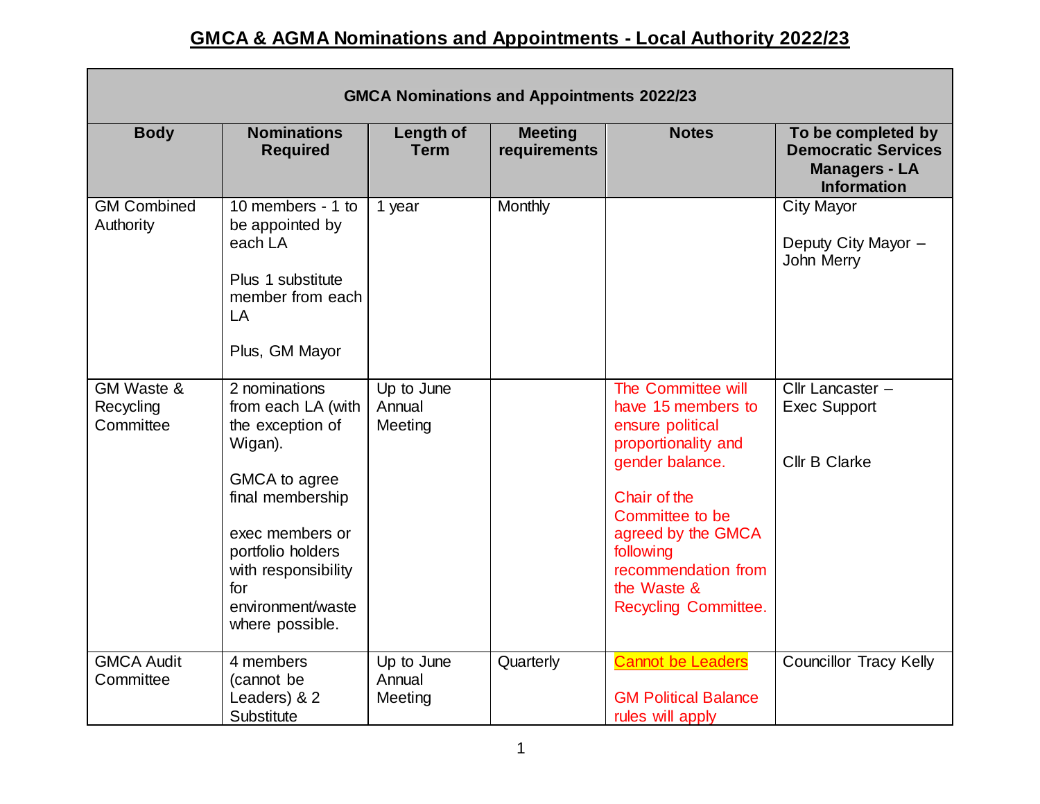# GMCA & AGMA Nominations and Appointments - Local Authority 2022/23

| GMCA Nominations and Appointments 2022/23 | | | | | |
|---|---|---|---|---|---|
| **Body** | **Nominations Required** | **Length of Term** | **Meeting requirements** | **Notes** | **To be completed by Democratic Services Managers - LA Information** |
| GM Combined Authority | 10 members - 1 to be appointed by each LA<br><br>Plus 1 substitute member from each LA<br><br>Plus, GM Mayor | 1 year | Monthly | | City Mayor<br><br>Deputy City Mayor – John Merry |
| GM Waste & Recycling Committee | 2 nominations from each LA (with the exception of Wigan).<br><br>GMCA to agree final membership<br><br>exec members or portfolio holders with responsibility for environment/waste where possible. | Up to June Annual Meeting | | The Committee will have 15 members to ensure political proportionality and gender balance.<br><br>Chair of the Committee to be agreed by the GMCA following recommendation from the Waste & Recycling Committee. | Cllr Lancaster – Exec Support<br><br>Cllr B Clarke |
| GMCA Audit Committee | 4 members (cannot be Leaders) & 2 Substitute | Up to June Annual Meeting | Quarterly | Cannot be Leaders<br><br>GM Political Balance rules will apply | Councillor Tracy Kelly |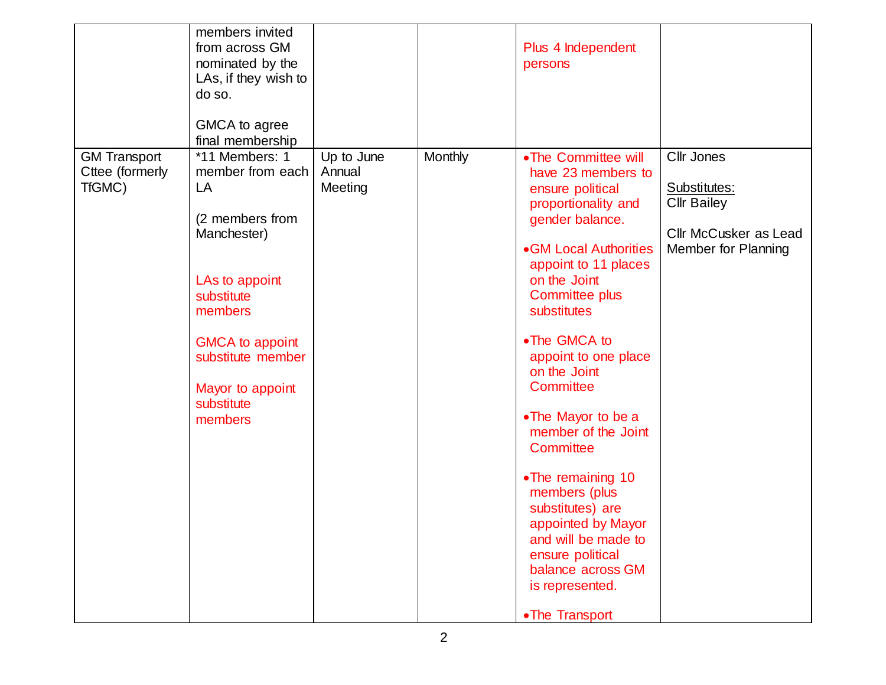| | | | | | |
|---|---|---|---|---|---|
| | members invited from across GM nominated by the LAs, if they wish to do so.<br><br>GMCA to agree final membership | | | Plus 4 Independent persons | |
| GM Transport Cttee (formerly TfGMC) | *11 Members: 1 member from each LA<br><br>(2 members from Manchester)<br><br>LAs to appoint substitute members<br><br>GMCA to appoint substitute member<br><br>Mayor to appoint substitute members | Up to June Annual Meeting | Monthly | • The Committee will have 23 members to ensure political proportionality and gender balance.<br><br>• GM Local Authorities appoint to 11 places on the Joint Committee plus substitutes<br><br>• The GMCA to appoint to one place on the Joint Committee<br><br>• The Mayor to be a member of the Joint Committee<br><br>• The remaining 10 members (plus substitutes) are appointed by Mayor and will be made to ensure political balance across GM is represented.<br><br>• The Transport | Cllr Jones<br><br>Substitutes:<br>Cllr Bailey<br><br>Cllr McCusker as Lead Member for Planning |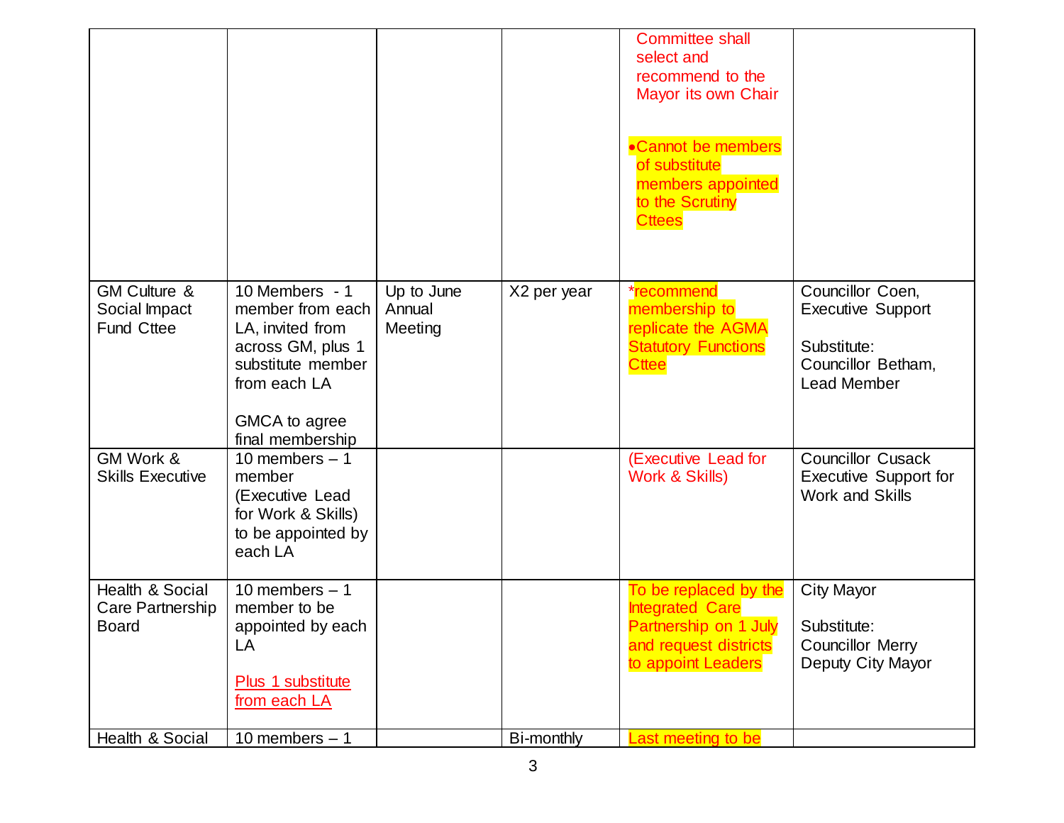| | | | | Committee shall select and recommend to the Mayor its own Chair<br><br>•Cannot be members of substitute members appointed to the Scrutiny Cttees | |
|---|---|---|---|---|---|
| GM Culture & Social Impact Fund Cttee | 10 Members - 1 member from each LA, invited from across GM, plus 1 substitute member from each LA<br><br>GMCA to agree final membership | Up to June Annual Meeting | X2 per year | *recommend membership to replicate the AGMA Statutory Functions Cttee | Councillor Coen, Executive Support<br><br>Substitute: Councillor Betham, Lead Member |
| GM Work & Skills Executive | 10 members – 1 member (Executive Lead for Work & Skills) to be appointed by each LA | | | (Executive Lead for Work & Skills) | Councillor Cusack Executive Support for Work and Skills |
| Health & Social Care Partnership Board | 10 members – 1 member to be appointed by each LA<br><br>Plus 1 substitute from each LA | | | To be replaced by the Integrated Care Partnership on 1 July and request districts to appoint Leaders | City Mayor<br><br>Substitute: Councillor Merry Deputy City Mayor |
| Health & Social | 10 members – 1 | | Bi-monthly | Last meeting to be | |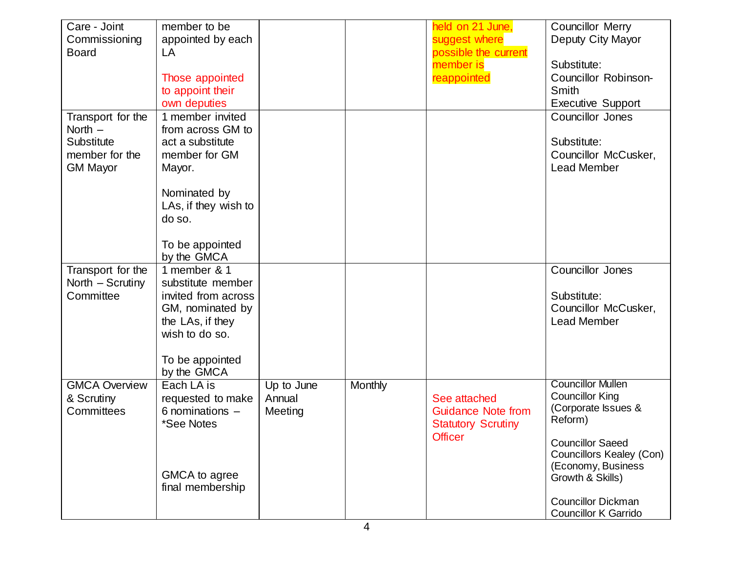| Care - Joint Commissioning Board | member to be appointed by each LA<br><br>Those appointed to appoint their own deputies | | | held on 21 June, suggest where possible the current member is reappointed | Councillor Merry Deputy City Mayor<br><br>Substitute:<br>Councillor Robinson-Smith Executive Support |
|---|---|---|---|---|---|
| Transport for the North – Substitute member for the GM Mayor | 1 member invited from across GM to act a substitute member for GM Mayor.<br><br>Nominated by LAs, if they wish to do so.<br><br>To be appointed by the GMCA | | | | Councillor Jones<br><br>Substitute:<br>Councillor McCusker, Lead Member |
| Transport for the North – Scrutiny Committee | 1 member & 1 substitute member invited from across GM, nominated by the LAs, if they wish to do so.<br><br>To be appointed by the GMCA | | | | Councillor Jones<br><br>Substitute:<br>Councillor McCusker, Lead Member |
| GMCA Overview & Scrutiny Committees | Each LA is requested to make 6 nominations – *See Notes<br><br>GMCA to agree final membership | Up to June Annual Meeting | Monthly | See attached Guidance Note from Statutory Scrutiny Officer | Councillor Mullen<br>Councillor King<br>(Corporate Issues & Reform)<br><br>Councillor Saeed<br>Councillors Kealey (Con)<br>(Economy, Business Growth & Skills)<br><br>Councillor Dickman<br>Councillor K Garrido |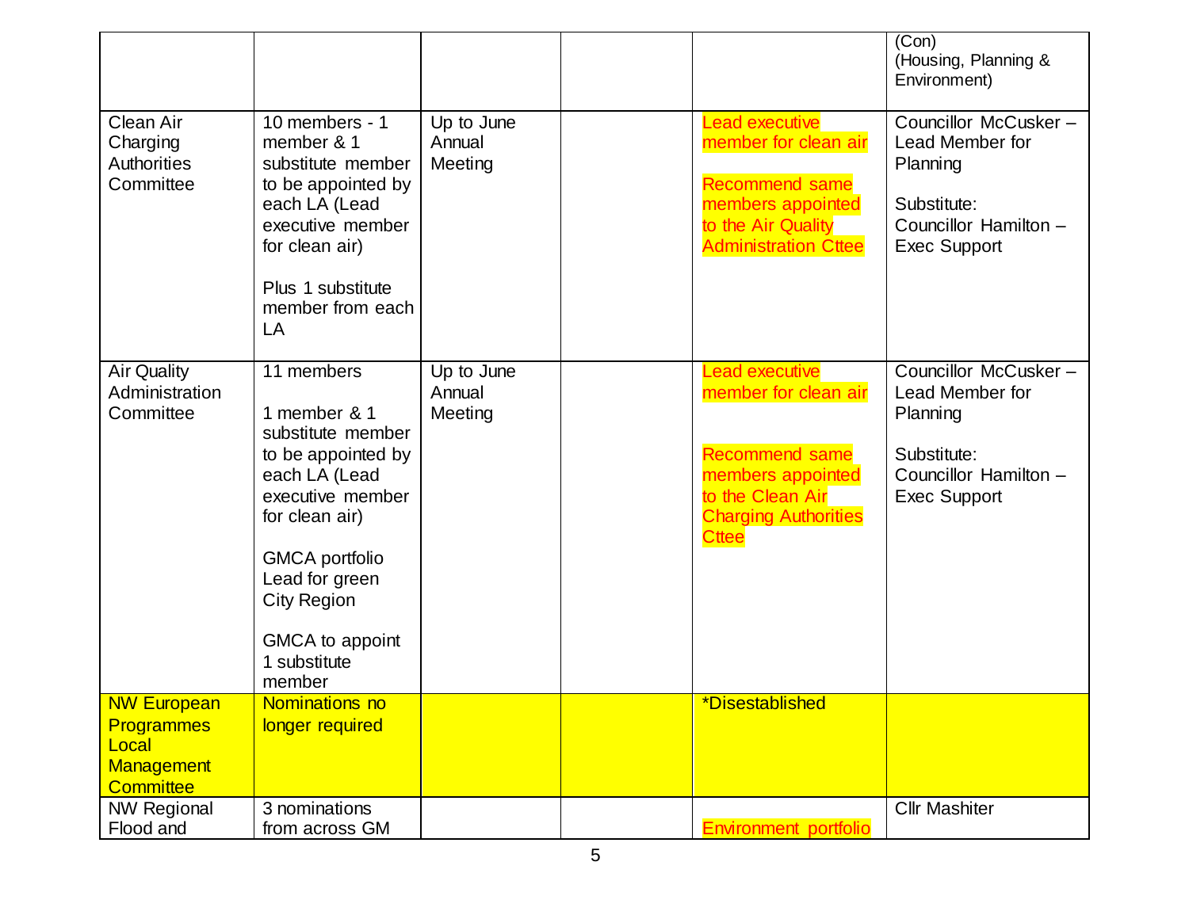| | | | | | |
|---|---|---|---|---|---|
| | | | | | (Con)<br>(Housing, Planning & Environment) |
| Clean Air Charging Authorities Committee | 10 members - 1 member & 1 substitute member to be appointed by each LA (Lead executive member for clean air)<br><br>Plus 1 substitute member from each LA | Up to June Annual Meeting | | Lead executive member for clean air<br><br>Recommend same members appointed to the Air Quality Administration Cttee | Councillor McCusker – Lead Member for Planning<br><br>Substitute: Councillor Hamilton – Exec Support |
| Air Quality Administration Committee | 11 members<br><br>1 member & 1 substitute member to be appointed by each LA (Lead executive member for clean air)<br><br>GMCA portfolio Lead for green City Region<br><br>GMCA to appoint 1 substitute member | Up to June Annual Meeting | | Lead executive member for clean air<br><br>Recommend same members appointed to the Clean Air Charging Authorities Cttee | Councillor McCusker – Lead Member for Planning<br><br>Substitute: Councillor Hamilton – Exec Support |
| NW European Programmes Local Management Committee | Nominations no longer required | | | *Disestablished | |
| NW Regional Flood and | 3 nominations from across GM | | | Environment portfolio | Cllr Mashiter |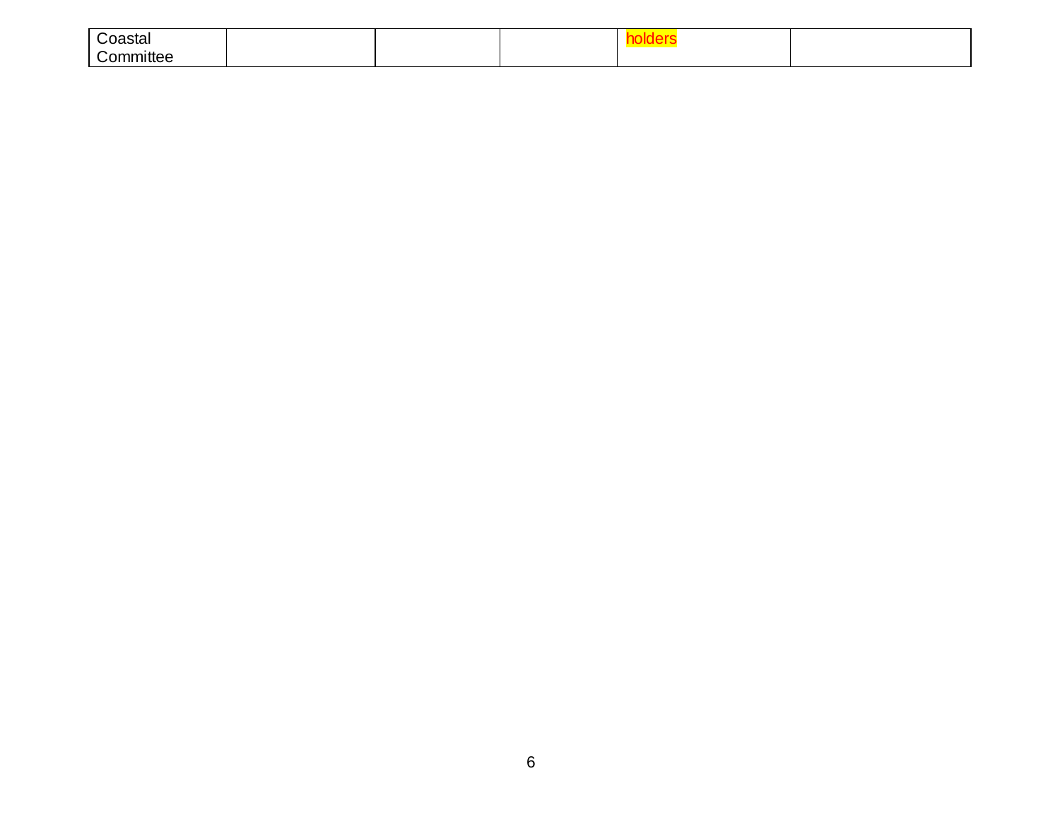| | | | | | |
|---|---|---|---|---|---|
| Coastal Committee | | | | holders | |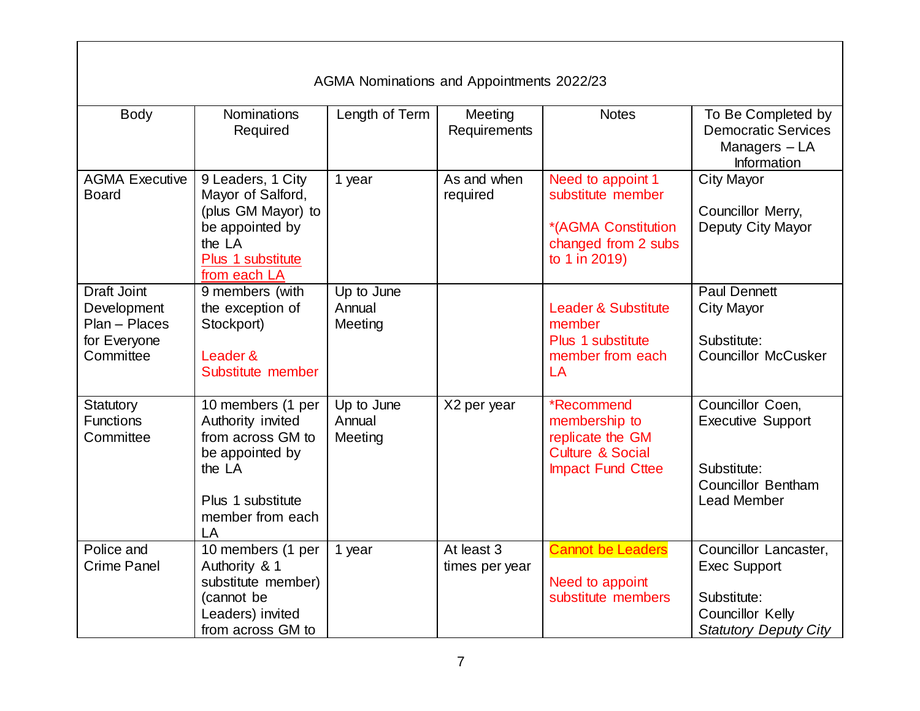| AGMA Nominations and Appointments 2022/23 | | | | | |
|---|---|---|---|---|---|
| Body | Nominations Required | Length of Term | Meeting Requirements | Notes | To Be Completed by Democratic Services Managers – LA Information |
| AGMA Executive Board | 9 Leaders, 1 City Mayor of Salford, (plus GM Mayor) to be appointed by the LA<br>Plus 1 substitute from each LA | 1 year | As and when required | Need to appoint 1 substitute member<br><br>*(AGMA Constitution changed from 2 subs to 1 in 2019) | City Mayor<br><br>Councillor Merry, Deputy City Mayor |
| Draft Joint Development Plan – Places for Everyone Committee | 9 members (with the exception of Stockport)<br><br>Leader & Substitute member | Up to June Annual Meeting | | Leader & Substitute member<br>Plus 1 substitute member from each LA | Paul Dennett<br>City Mayor<br><br>Substitute:<br>Councillor McCusker |
| Statutory Functions Committee | 10 members (1 per Authority invited from across GM to be appointed by the LA<br><br>Plus 1 substitute member from each LA | Up to June Annual Meeting | X2 per year | *Recommend membership to replicate the GM Culture & Social Impact Fund Cttee | Councillor Coen, Executive Support<br><br>Substitute:<br>Councillor Bentham<br>Lead Member |
| Police and Crime Panel | 10 members (1 per Authority & 1 substitute member) (cannot be Leaders) invited from across GM to | 1 year | At least 3 times per year | Cannot be Leaders<br><br>Need to appoint substitute members | Councillor Lancaster, Exec Support<br><br>Substitute:<br>Councillor Kelly<br>*Statutory Deputy City* |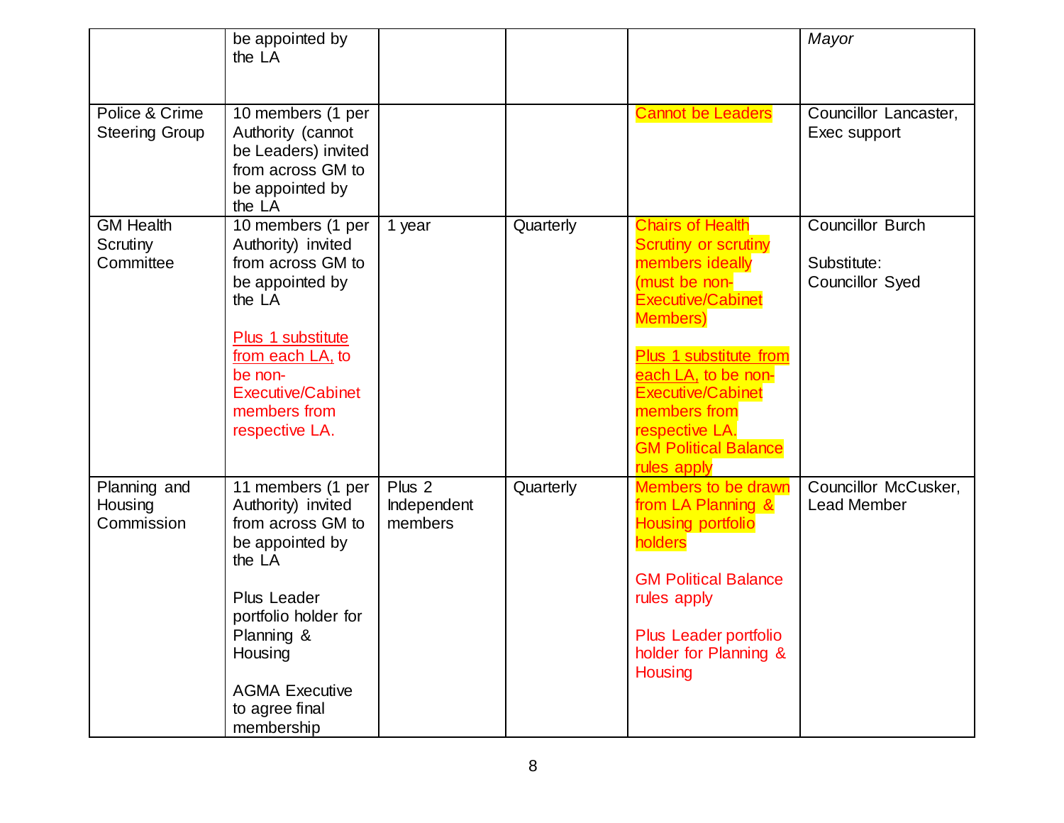| | | | | | |
|---|---|---|---|---|---|
| | be appointed by the LA | | | | *Mayor* |
| Police & Crime Steering Group | 10 members (1 per Authority (cannot be Leaders) invited from across GM to be appointed by the LA | | | Cannot be Leaders | Councillor Lancaster, Exec support |
| GM Health Scrutiny Committee | 10 members (1 per Authority) invited from across GM to be appointed by the LA<br><br>Plus 1 substitute from each LA, to be non-Executive/Cabinet members from respective LA. | 1 year | Quarterly | Chairs of Health Scrutiny or scrutiny members ideally (must be non-Executive/Cabinet Members)<br><br>Plus 1 substitute from each LA, to be non-Executive/Cabinet members from respective LA.<br>GM Political Balance rules apply | Councillor Burch<br><br>Substitute:<br>Councillor Syed |
| Planning and Housing Commission | 11 members (1 per Authority) invited from across GM to be appointed by the LA<br><br>Plus Leader portfolio holder for Planning & Housing<br><br>AGMA Executive to agree final membership | Plus 2 Independent members | Quarterly | Members to be drawn from LA Planning & Housing portfolio holders<br><br>GM Political Balance rules apply<br><br>Plus Leader portfolio holder for Planning & Housing | Councillor McCusker, Lead Member |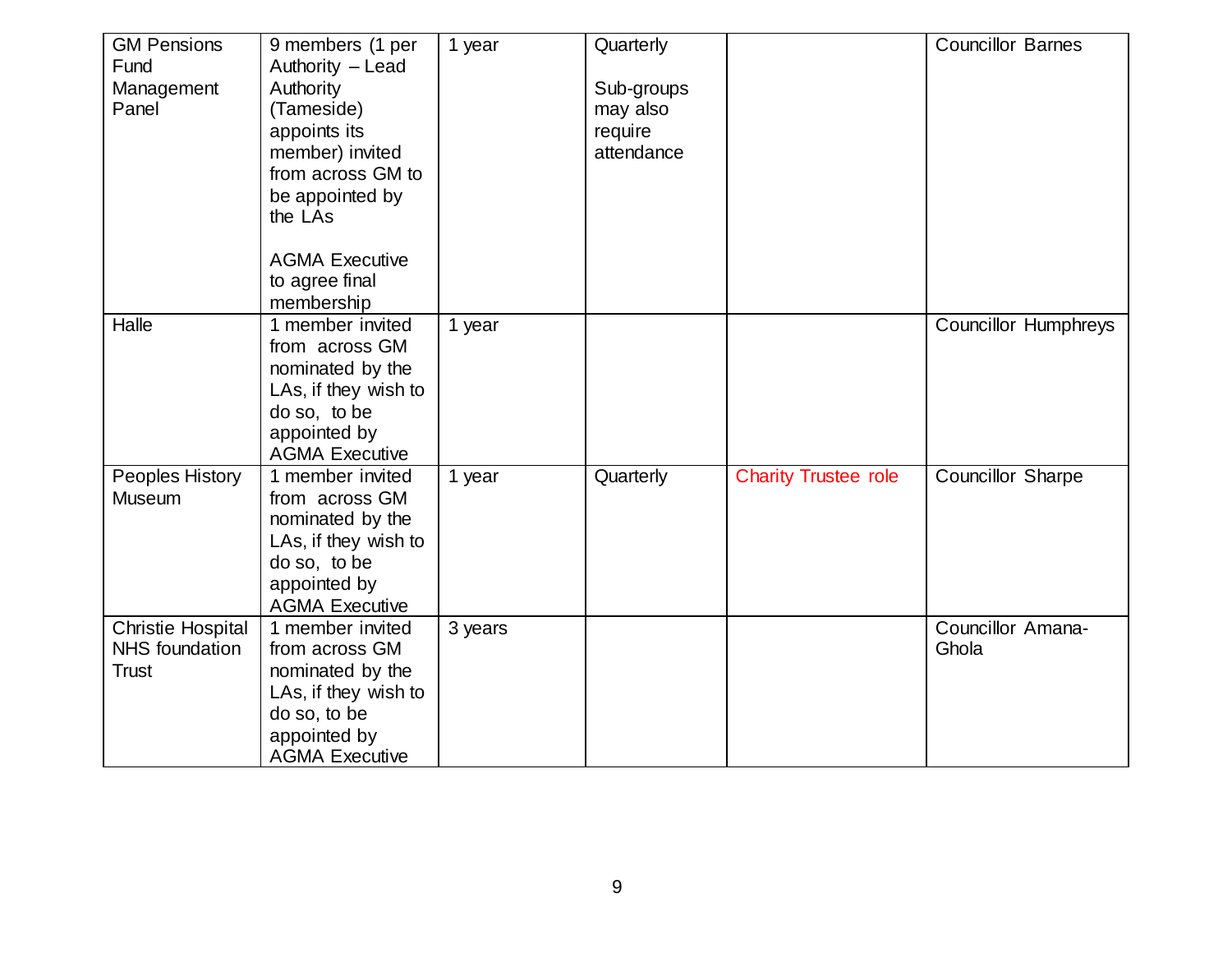| | | | | | |
|---|---|---|---|---|---|
| GM Pensions Fund Management Panel | 9 members (1 per Authority – Lead Authority (Tameside) appoints its member) invited from across GM to be appointed by the LAs<br><br>AGMA Executive to agree final membership | 1 year | Quarterly<br><br>Sub-groups may also require attendance | | Councillor Barnes |
| Halle | 1 member invited from across GM nominated by the LAs, if they wish to do so, to be appointed by AGMA Executive | 1 year | | | Councillor Humphreys |
| Peoples History Museum | 1 member invited from across GM nominated by the LAs, if they wish to do so, to be appointed by AGMA Executive | 1 year | Quarterly | Charity Trustee role | Councillor Sharpe |
| Christie Hospital NHS foundation Trust | 1 member invited from across GM nominated by the LAs, if they wish to do so, to be appointed by AGMA Executive | 3 years | | | Councillor Amana-Ghola |